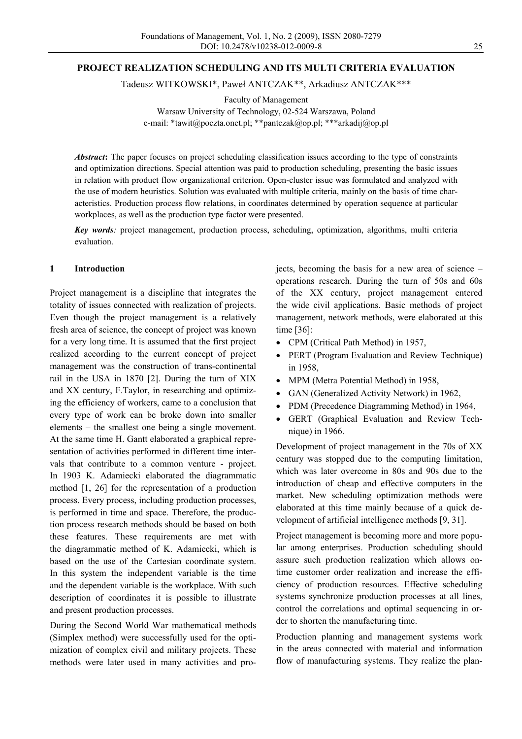# PROJECT REALIZATION SCHEDULING AND ITS MULTI CRITERIA EVALUATION

Tadeusz WITKOWSKI*, Paweł ANTCZAK**, Arkadiusz ANTCZAK***

Faculty of Management
Warsaw University of Technology, 02-524 Warszawa, Poland
e-mail: *tawit@poczta.onet.pl; **pantczak@op.pl; ***arkadij@op.pl

***Abstract*:** The paper focuses on project scheduling classification issues according to the type of constraints and optimization directions. Special attention was paid to production scheduling, presenting the basic issues in relation with product flow organizational criterion. Open-cluster issue was formulated and analyzed with the use of modern heuristics. Solution was evaluated with multiple criteria, mainly on the basis of time characteristics. Production process flow relations, in coordinates determined by operation sequence at particular workplaces, as well as the production type factor were presented.

***Key words**:* project management, production process, scheduling, optimization, algorithms, multi criteria evaluation.

## 1 Introduction

Project management is a discipline that integrates the totality of issues connected with realization of projects. Even though the project management is a relatively fresh area of science, the concept of project was known for a very long time. It is assumed that the first project realized according to the current concept of project management was the construction of trans-continental rail in the USA in 1870 [2]. During the turn of XIX and XX century, F.Taylor, in researching and optimizing the efficiency of workers, came to a conclusion that every type of work can be broke down into smaller elements – the smallest one being a single movement. At the same time H. Gantt elaborated a graphical representation of activities performed in different time intervals that contribute to a common venture - project. In 1903 K. Adamiecki elaborated the diagrammatic method [1, 26] for the representation of a production process. Every process, including production processes, is performed in time and space. Therefore, the production process research methods should be based on both these features. These requirements are met with the diagrammatic method of K. Adamiecki, which is based on the use of the Cartesian coordinate system. In this system the independent variable is the time and the dependent variable is the workplace. With such description of coordinates it is possible to illustrate and present production processes.

During the Second World War mathematical methods (Simplex method) were successfully used for the optimization of complex civil and military projects. These methods were later used in many activities and projects, becoming the basis for a new area of science – operations research. During the turn of 50s and 60s of the XX century, project management entered the wide civil applications. Basic methods of project management, network methods, were elaborated at this time [36]:

- CPM (Critical Path Method) in 1957,
- PERT (Program Evaluation and Review Technique) in 1958,
- MPM (Metra Potential Method) in 1958,
- GAN (Generalized Activity Network) in 1962,
- PDM (Precedence Diagramming Method) in 1964,
- GERT (Graphical Evaluation and Review Technique) in 1966.

Development of project management in the 70s of XX century was stopped due to the computing limitation, which was later overcome in 80s and 90s due to the introduction of cheap and effective computers in the market. New scheduling optimization methods were elaborated at this time mainly because of a quick development of artificial intelligence methods [9, 31].

Project management is becoming more and more popular among enterprises. Production scheduling should assure such production realization which allows on-time customer order realization and increase the efficiency of production resources. Effective scheduling systems synchronize production processes at all lines, control the correlations and optimal sequencing in order to shorten the manufacturing time.

Production planning and management systems work in the areas connected with material and information flow of manufacturing systems. They realize the plan-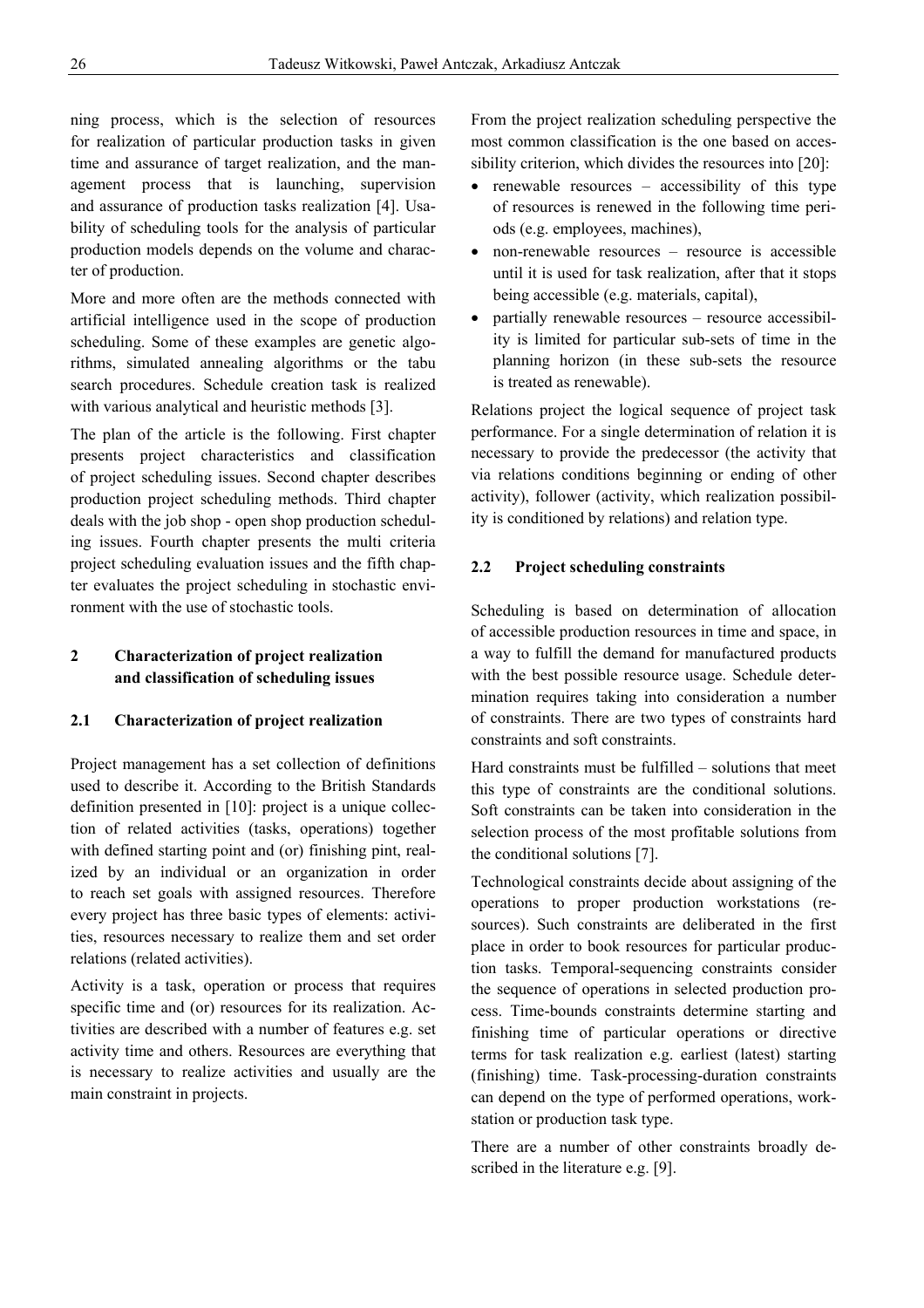ning process, which is the selection of resources for realization of particular production tasks in given time and assurance of target realization, and the management process that is launching, supervision and assurance of production tasks realization [4]. Usability of scheduling tools for the analysis of particular production models depends on the volume and character of production.

More and more often are the methods connected with artificial intelligence used in the scope of production scheduling. Some of these examples are genetic algorithms, simulated annealing algorithms or the tabu search procedures. Schedule creation task is realized with various analytical and heuristic methods [3].

The plan of the article is the following. First chapter presents project characteristics and classification of project scheduling issues. Second chapter describes production project scheduling methods. Third chapter deals with the job shop - open shop production scheduling issues. Fourth chapter presents the multi criteria project scheduling evaluation issues and the fifth chapter evaluates the project scheduling in stochastic environment with the use of stochastic tools.

## 2 Characterization of project realization and classification of scheduling issues

### 2.1 Characterization of project realization

Project management has a set collection of definitions used to describe it. According to the British Standards definition presented in [10]: project is a unique collection of related activities (tasks, operations) together with defined starting point and (or) finishing pint, realized by an individual or an organization in order to reach set goals with assigned resources. Therefore every project has three basic types of elements: activities, resources necessary to realize them and set order relations (related activities).

Activity is a task, operation or process that requires specific time and (or) resources for its realization. Activities are described with a number of features e.g. set activity time and others. Resources are everything that is necessary to realize activities and usually are the main constraint in projects.

From the project realization scheduling perspective the most common classification is the one based on accessibility criterion, which divides the resources into [20]:

- renewable resources – accessibility of this type of resources is renewed in the following time periods (e.g. employees, machines),
- non-renewable resources – resource is accessible until it is used for task realization, after that it stops being accessible (e.g. materials, capital),
- partially renewable resources – resource accessibility is limited for particular sub-sets of time in the planning horizon (in these sub-sets the resource is treated as renewable).

Relations project the logical sequence of project task performance. For a single determination of relation it is necessary to provide the predecessor (the activity that via relations conditions beginning or ending of other activity), follower (activity, which realization possibility is conditioned by relations) and relation type.

### 2.2 Project scheduling constraints

Scheduling is based on determination of allocation of accessible production resources in time and space, in a way to fulfill the demand for manufactured products with the best possible resource usage. Schedule determination requires taking into consideration a number of constraints. There are two types of constraints hard constraints and soft constraints.

Hard constraints must be fulfilled – solutions that meet this type of constraints are the conditional solutions. Soft constraints can be taken into consideration in the selection process of the most profitable solutions from the conditional solutions [7].

Technological constraints decide about assigning of the operations to proper production workstations (resources). Such constraints are deliberated in the first place in order to book resources for particular production tasks. Temporal-sequencing constraints consider the sequence of operations in selected production process. Time-bounds constraints determine starting and finishing time of particular operations or directive terms for task realization e.g. earliest (latest) starting (finishing) time. Task-processing-duration constraints can depend on the type of performed operations, workstation or production task type.

There are a number of other constraints broadly described in the literature e.g. [9].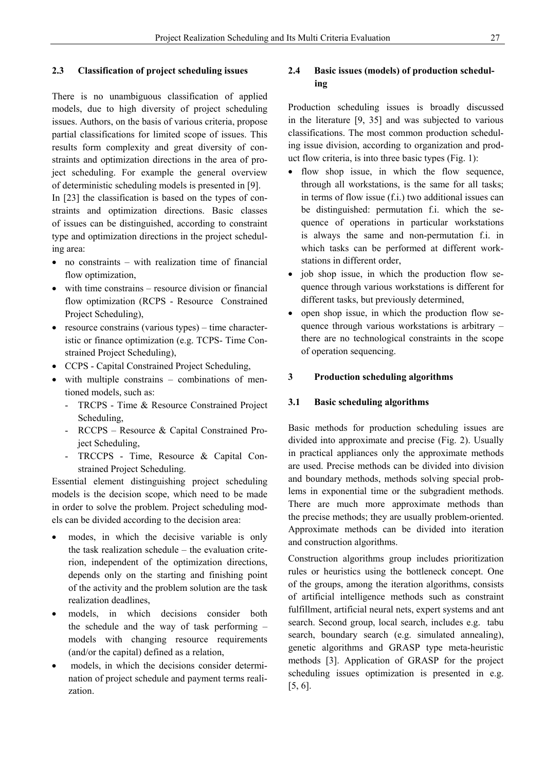### 2.3 Classification of project scheduling issues

There is no unambiguous classification of applied models, due to high diversity of project scheduling issues. Authors, on the basis of various criteria, propose partial classifications for limited scope of issues. This results form complexity and great diversity of constraints and optimization directions in the area of project scheduling. For example the general overview of deterministic scheduling models is presented in [9].

In [23] the classification is based on the types of constraints and optimization directions. Basic classes of issues can be distinguished, according to constraint type and optimization directions in the project scheduling area:

- no constraints – with realization time of financial flow optimization,
- with time constrains – resource division or financial flow optimization (RCPS - Resource Constrained Project Scheduling),
- resource constrains (various types) – time characteristic or finance optimization (e.g. TCPS- Time Constrained Project Scheduling),
- CCPS - Capital Constrained Project Scheduling,
- with multiple constrains – combinations of mentioned models, such as:
  - TRCPS - Time & Resource Constrained Project Scheduling,
  - RCCPS – Resource & Capital Constrained Project Scheduling,
  - TRCCPS - Time, Resource & Capital Constrained Project Scheduling.

Essential element distinguishing project scheduling models is the decision scope, which need to be made in order to solve the problem. Project scheduling models can be divided according to the decision area:

- modes, in which the decisive variable is only the task realization schedule – the evaluation criterion, independent of the optimization directions, depends only on the starting and finishing point of the activity and the problem solution are the task realization deadlines,
- models, in which decisions consider both the schedule and the way of task performing – models with changing resource requirements (and/or the capital) defined as a relation,
- models, in which the decisions consider determination of project schedule and payment terms realization.

### 2.4 Basic issues (models) of production scheduling

Production scheduling issues is broadly discussed in the literature [9, 35] and was subjected to various classifications. The most common production scheduling issue division, according to organization and product flow criteria, is into three basic types (Fig. 1):

- flow shop issue, in which the flow sequence, through all workstations, is the same for all tasks; in terms of flow issue (f.i.) two additional issues can be distinguished: permutation f.i. which the sequence of operations in particular workstations is always the same and non-permutation f.i. in which tasks can be performed at different workstations in different order,
- job shop issue, in which the production flow sequence through various workstations is different for different tasks, but previously determined,
- open shop issue, in which the production flow sequence through various workstations is arbitrary – there are no technological constraints in the scope of operation sequencing.

## 3 Production scheduling algorithms

### 3.1 Basic scheduling algorithms

Basic methods for production scheduling issues are divided into approximate and precise (Fig. 2). Usually in practical appliances only the approximate methods are used. Precise methods can be divided into division and boundary methods, methods solving special problems in exponential time or the subgradient methods. There are much more approximate methods than the precise methods; they are usually problem-oriented. Approximate methods can be divided into iteration and construction algorithms.

Construction algorithms group includes prioritization rules or heuristics using the bottleneck concept. One of the groups, among the iteration algorithms, consists of artificial intelligence methods such as constraint fulfillment, artificial neural nets, expert systems and ant search. Second group, local search, includes e.g. tabu search, boundary search (e.g. simulated annealing), genetic algorithms and GRASP type meta-heuristic methods [3]. Application of GRASP for the project scheduling issues optimization is presented in e.g. [5, 6].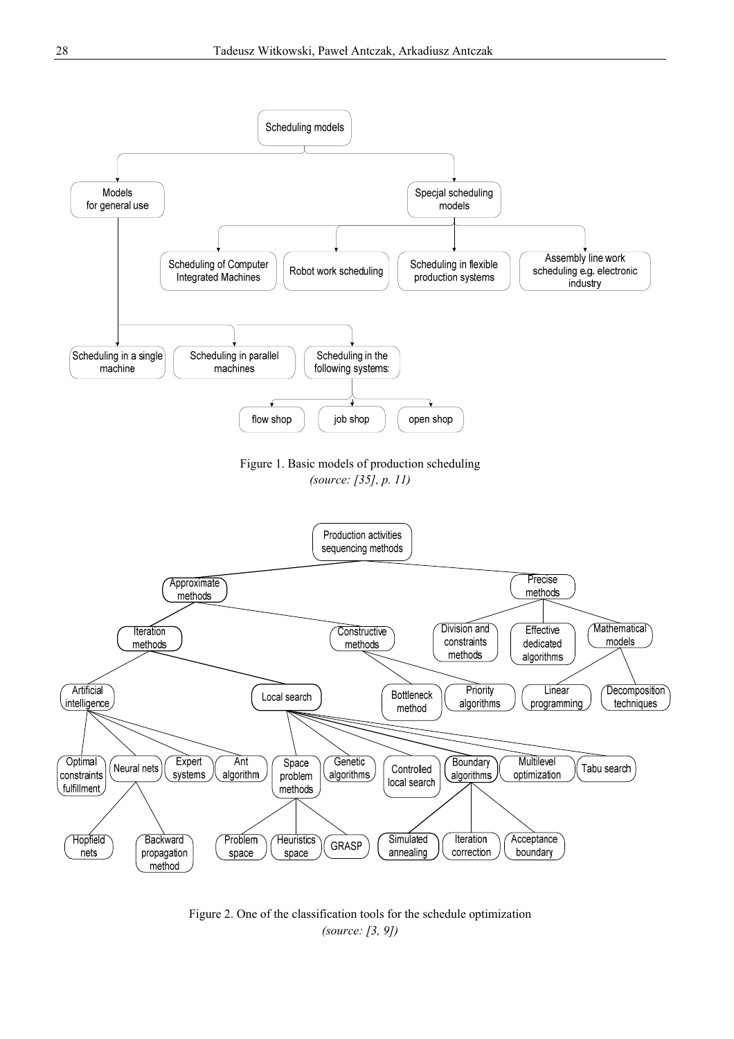- Scheduling models
  - Models for general use
    - Scheduling in a single machine
    - Scheduling in parallel machines
    - Scheduling in the following systems:
      - flow shop
      - job shop
      - open shop
  - Specjal scheduling models
    - Scheduling of Computer Integrated Machines
    - Robot work scheduling
    - Scheduling in flexible production systems
    - Assembly line work scheduling e.g. electronic industry

Figure 1. Basic models of production scheduling
*(source: [35], p. 11)*

- Production activities sequencing methods
  - Approximate methods
    - Iteration methods
      - Artificial intelligence
        - Optimal constraints fulfillment
        - Neural nets
          - Hopfield nets
          - Backward propagation method
        - Expert systems
        - Ant algorithm
      - Local search
        - Space problem methods
          - Problem space
          - Heuristics space
          - GRASP
        - Genetic algorithms
        - Controlled local search
        - Boundary algorithms
          - Simulated annealing
          - Iteration correction
          - Acceptance boundary
        - Multilevel optimization
        - Tabu search
    - Constructive methods
      - Bottleneck method
      - Priority algorithms
  - Precise methods
    - Division and constraints methods
    - Effective dedicated algorithms
    - Mathematical models
      - Linear programming
      - Decomposition techniques

Figure 2. One of the classification tools for the schedule optimization
*(source: [3, 9])*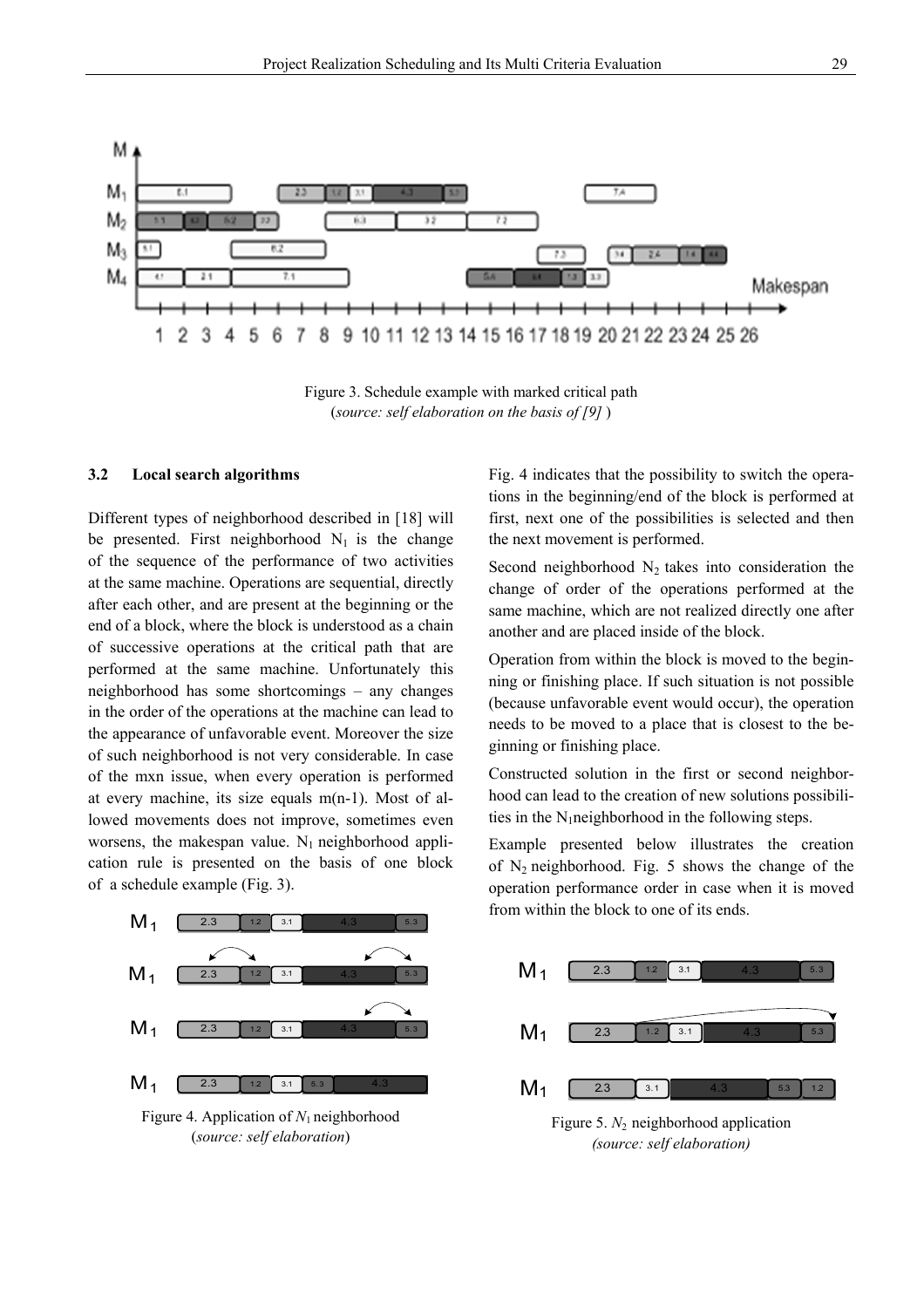Figure 3. Schedule example with marked critical path
(*source: self elaboration on the basis of [9]* )

### 3.2 Local search algorithms

Different types of neighborhood described in [18] will be presented. First neighborhood $N_1$ is the change of the sequence of the performance of two activities at the same machine. Operations are sequential, directly after each other, and are present at the beginning or the end of a block, where the block is understood as a chain of successive operations at the critical path that are performed at the same machine. Unfortunately this neighborhood has some shortcomings – any changes in the order of the operations at the machine can lead to the appearance of unfavorable event. Moreover the size of such neighborhood is not very considerable. In case of the mxn issue, when every operation is performed at every machine, its size equals m(n-1). Most of allowed movements does not improve, sometimes even worsens, the makespan value. $N_1$ neighborhood application rule is presented on the basis of one block of a schedule example (Fig. 3).

Figure 4. Application of $N_1$ neighborhood
(*source: self elaboration*)

Fig. 4 indicates that the possibility to switch the operations in the beginning/end of the block is performed at first, next one of the possibilities is selected and then the next movement is performed.

Second neighborhood $N_2$ takes into consideration the change of order of the operations performed at the same machine, which are not realized directly one after another and are placed inside of the block.

Operation from within the block is moved to the beginning or finishing place. If such situation is not possible (because unfavorable event would occur), the operation needs to be moved to a place that is closest to the beginning or finishing place.

Constructed solution in the first or second neighborhood can lead to the creation of new solutions possibilities in the $N_1$neighborhood in the following steps.

Example presented below illustrates the creation of $N_2$ neighborhood. Fig. 5 shows the change of the operation performance order in case when it is moved from within the block to one of its ends.

Figure 5. $N_2$ neighborhood application
*(source: self elaboration)*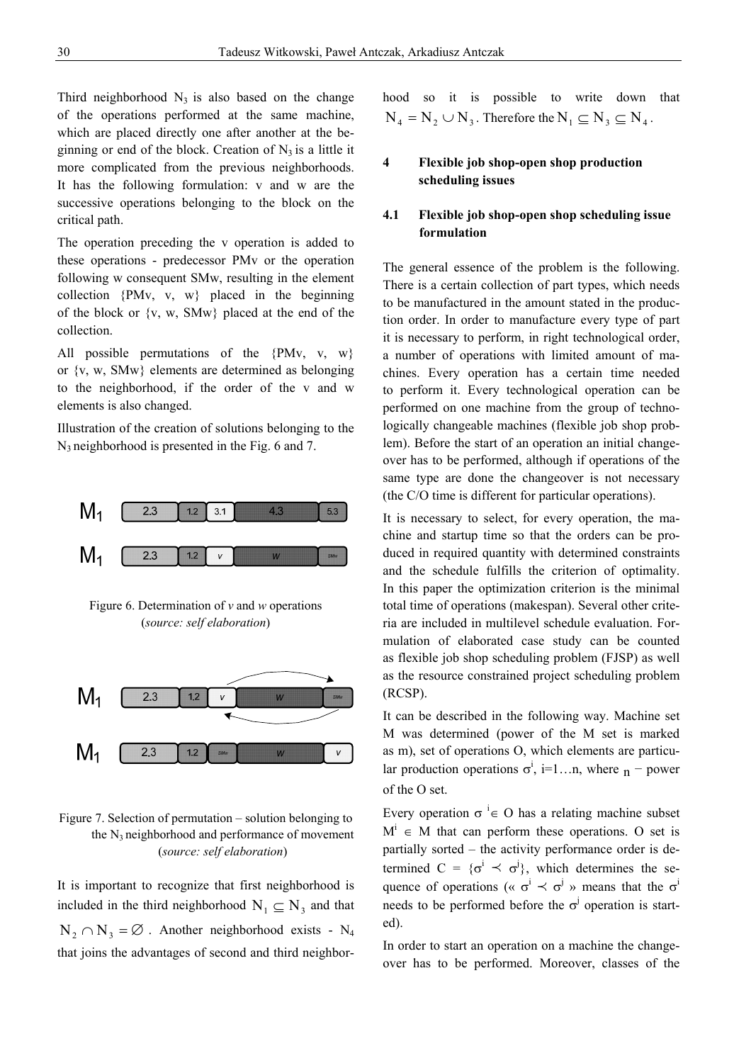Third neighborhood $N_3$ is also based on the change of the operations performed at the same machine, which are placed directly one after another at the beginning or end of the block. Creation of $N_3$ is a little it more complicated from the previous neighborhoods. It has the following formulation: v and w are the successive operations belonging to the block on the critical path.

The operation preceding the v operation is added to these operations - predecessor PMv or the operation following w consequent SMw, resulting in the element collection {PMv, v, w} placed in the beginning of the block or {v, w, SMw} placed at the end of the collection.

All possible permutations of the {PMv, v, w} or {v, w, SMw} elements are determined as belonging to the neighborhood, if the order of the v and w elements is also changed.

Illustration of the creation of solutions belonging to the $N_3$ neighborhood is presented in the Fig. 6 and 7.

Figure 6. Determination of *v* and *w* operations (*source: self elaboration*)

Figure 7. Selection of permutation – solution belonging to the $N_3$ neighborhood and performance of movement (*source: self elaboration*)

It is important to recognize that first neighborhood is included in the third neighborhood $N_1 \subseteq N_3$ and that $N_2 \cap N_3 = \varnothing$. Another neighborhood exists - $N_4$ that joins the advantages of second and third neighborhood so it is possible to write down that $N_4 = N_2 \cup N_3$. Therefore the $N_1 \subseteq N_3 \subseteq N_4$.

## 4 Flexible job shop-open shop production scheduling issues

### 4.1 Flexible job shop-open shop scheduling issue formulation

The general essence of the problem is the following. There is a certain collection of part types, which needs to be manufactured in the amount stated in the production order. In order to manufacture every type of part it is necessary to perform, in right technological order, a number of operations with limited amount of machines. Every operation has a certain time needed to perform it. Every technological operation can be performed on one machine from the group of technologically changeable machines (flexible job shop problem). Before the start of an operation an initial changeover has to be performed, although if operations of the same type are done the changeover is not necessary (the C/O time is different for particular operations).

It is necessary to select, for every operation, the machine and startup time so that the orders can be produced in required quantity with determined constraints and the schedule fulfills the criterion of optimality. In this paper the optimization criterion is the minimal total time of operations (makespan). Several other criteria are included in multilevel schedule evaluation. Formulation of elaborated case study can be counted as flexible job shop scheduling problem (FJSP) as well as the resource constrained project scheduling problem (RCSP).

It can be described in the following way. Machine set M was determined (power of the M set is marked as m), set of operations O, which elements are particular production operations $\sigma^i$, i=1…n, where $n$ − power of the O set.

Every operation $\sigma^i \in$ O has a relating machine subset $M^i \in$ M that can perform these operations. O set is partially sorted – the activity performance order is determined C = $\{\sigma^i \prec \sigma^j\}$, which determines the sequence of operations (« $\sigma^i \prec \sigma^j$ » means that the $\sigma^i$ needs to be performed before the $\sigma^j$ operation is started).

In order to start an operation on a machine the changeover has to be performed. Moreover, classes of the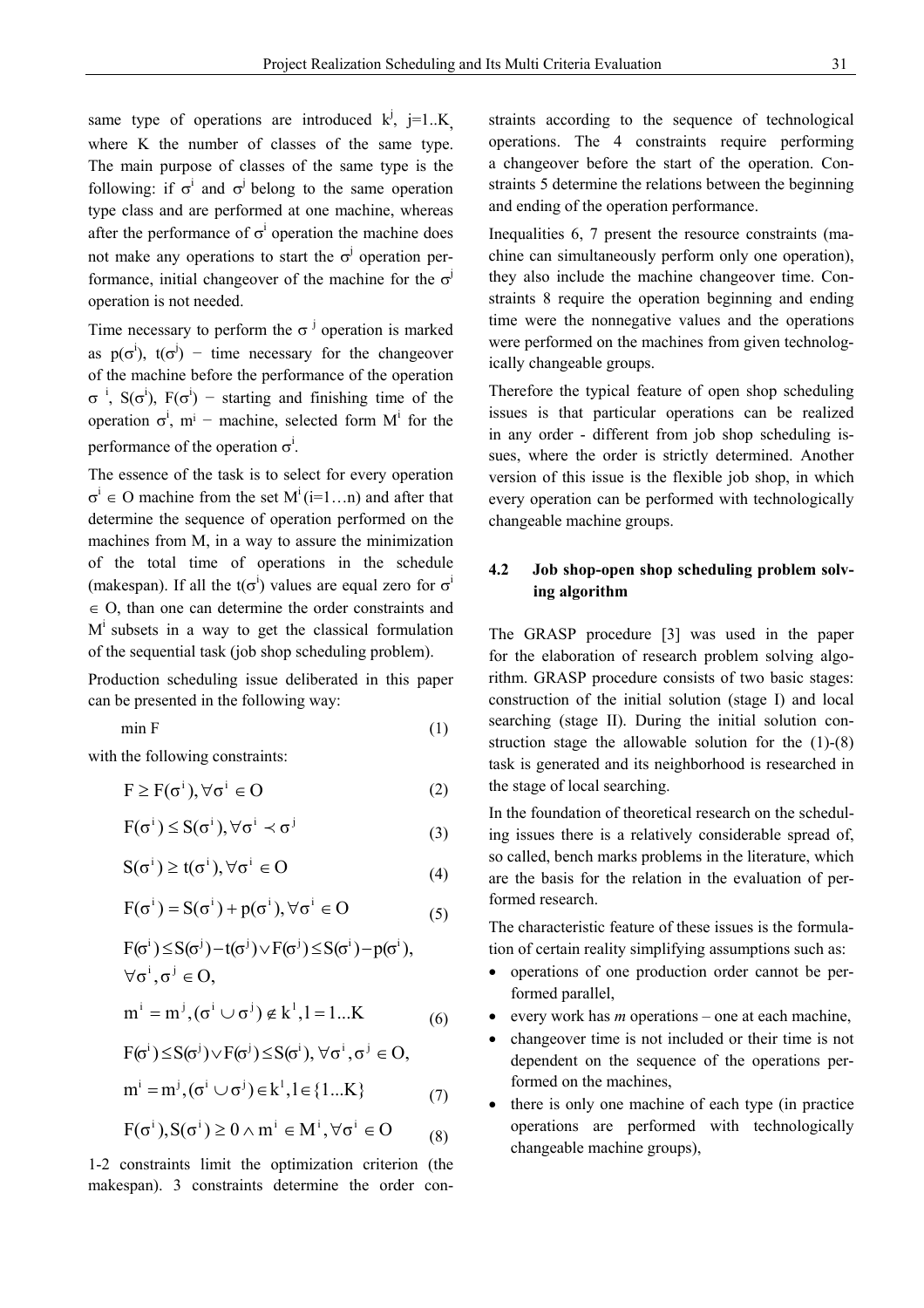same type of operations are introduced $k^j$, j=1..K, where K the number of classes of the same type. The main purpose of classes of the same type is the following: if $\sigma^i$ and $\sigma^j$ belong to the same operation type class and are performed at one machine, whereas after the performance of $\sigma^i$ operation the machine does not make any operations to start the $\sigma^j$ operation performance, initial changeover of the machine for the $\sigma^j$ operation is not needed.

Time necessary to perform the $\sigma^j$ operation is marked as $p(\sigma^i)$, $t(\sigma^j)$ − time necessary for the changeover of the machine before the performance of the operation $\sigma^i$, $S(\sigma^i)$, $F(\sigma^i)$ − starting and finishing time of the operation $\sigma^i$, $m^i$ − machine, selected form $M^i$ for the performance of the operation $\sigma^i$.

The essence of the task is to select for every operation $\sigma^i \in O$ machine from the set $M^i$(i=1…n) and after that determine the sequence of operation performed on the machines from M, in a way to assure the minimization of the total time of operations in the schedule (makespan). If all the $t(\sigma^i)$ values are equal zero for $\sigma^i \in O$, than one can determine the order constraints and $M^i$ subsets in a way to get the classical formulation of the sequential task (job shop scheduling problem).

Production scheduling issue deliberated in this paper can be presented in the following way:

$$\min F \tag{1}$$

with the following constraints:

$$F \geq F(\sigma^i), \forall \sigma^i \in O \tag{2}$$

$$F(\sigma^i) \leq S(\sigma^i), \forall \sigma^i \prec \sigma^j \tag{3}$$

$$S(\sigma^i) \geq t(\sigma^i), \forall \sigma^i \in O \tag{4}$$

$$F(\sigma^i) = S(\sigma^i) + p(\sigma^i), \forall \sigma^i \in O \tag{5}$$

$$\begin{gathered} F(\sigma^i) \leq S(\sigma^j) - t(\sigma^j) \vee F(\sigma^j) \leq S(\sigma^i) - p(\sigma^i), \\ \forall \sigma^i, \sigma^j \in O, \\ m^i = m^j, (\sigma^i \cup \sigma^j) \notin k^l, l = 1...K \end{gathered} \tag{6}$$

$$\begin{gathered} F(\sigma^i) \leq S(\sigma^j) \vee F(\sigma^j) \leq S(\sigma^i), \forall \sigma^i, \sigma^j \in O, \\ m^i = m^j, (\sigma^i \cup \sigma^j) \in k^l, l \in \{1...K\} \end{gathered} \tag{7}$$

$$F(\sigma^i), S(\sigma^i) \geq 0 \wedge m^i \in M^i, \forall \sigma^i \in O \tag{8}$$

1-2 constraints limit the optimization criterion (the makespan). 3 constraints determine the order constraints according to the sequence of technological operations. The 4 constraints require performing a changeover before the start of the operation. Constraints 5 determine the relations between the beginning and ending of the operation performance.

Inequalities 6, 7 present the resource constraints (machine can simultaneously perform only one operation), they also include the machine changeover time. Constraints 8 require the operation beginning and ending time were the nonnegative values and the operations were performed on the machines from given technologically changeable groups.

Therefore the typical feature of open shop scheduling issues is that particular operations can be realized in any order - different from job shop scheduling issues, where the order is strictly determined. Another version of this issue is the flexible job shop, in which every operation can be performed with technologically changeable machine groups.

### 4.2 Job shop-open shop scheduling problem solving algorithm

The GRASP procedure [3] was used in the paper for the elaboration of research problem solving algorithm. GRASP procedure consists of two basic stages: construction of the initial solution (stage I) and local searching (stage II). During the initial solution construction stage the allowable solution for the (1)-(8) task is generated and its neighborhood is researched in the stage of local searching.

In the foundation of theoretical research on the scheduling issues there is a relatively considerable spread of, so called, bench marks problems in the literature, which are the basis for the relation in the evaluation of performed research.

The characteristic feature of these issues is the formulation of certain reality simplifying assumptions such as:

- operations of one production order cannot be performed parallel,
- every work has *m* operations – one at each machine,
- changeover time is not included or their time is not dependent on the sequence of the operations performed on the machines,
- there is only one machine of each type (in practice operations are performed with technologically changeable machine groups),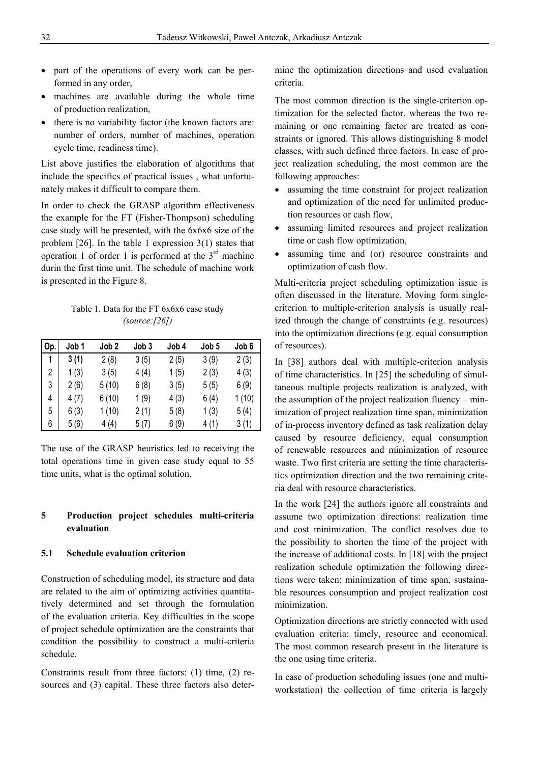- part of the operations of every work can be performed in any order,
- machines are available during the whole time of production realization,
- there is no variability factor (the known factors are: number of orders, number of machines, operation cycle time, readiness time).

List above justifies the elaboration of algorithms that include the specifics of practical issues , what unfortunately makes it difficult to compare them.

In order to check the GRASP algorithm effectiveness the example for the FT (Fisher-Thompson) scheduling case study will be presented, with the 6x6x6 size of the problem [26]. In the table 1 expression 3(1) states that operation 1 of order 1 is performed at the 3[rd] machine durin the first time unit. The schedule of machine work is presented in the Figure 8.

Table 1. Data for the FT 6x6x6 case study *(source:[26])*

| Op. | Job 1 | Job 2 | Job 3 | Job 4 | Job 5 | Job 6 |
|---|---|---|---|---|---|---|
| 1 | **3 (1)** | 2 (8) | 3 (5) | 2 (5) | 3 (9) | 2 (3) |
| 2 | 1 (3) | 3 (5) | 4 (4) | 1 (5) | 2 (3) | 4 (3) |
| 3 | 2 (6) | 5 (10) | 6 (8) | 3 (5) | 5 (5) | 6 (9) |
| 4 | 4 (7) | 6 (10) | 1 (9) | 4 (3) | 6 (4) | 1 (10) |
| 5 | 6 (3) | 1 (10) | 2 (1) | 5 (8) | 1 (3) | 5 (4) |
| 6 | 5 (6) | 4 (4) | 5 (7) | 6 (9) | 4 (1) | 3 (1) |

The use of the GRASP heuristics led to receiving the total operations time in given case study equal to 55 time units, what is the optimal solution.

## 5 Production project schedules multi-criteria evaluation

### 5.1 Schedule evaluation criterion

Construction of scheduling model, its structure and data are related to the aim of optimizing activities quantitatively determined and set through the formulation of the evaluation criteria. Key difficulties in the scope of project schedule optimization are the constraints that condition the possibility to construct a multi-criteria schedule.

Constraints result from three factors: (1) time, (2) resources and (3) capital. These three factors also determine the optimization directions and used evaluation criteria.

The most common direction is the single-criterion optimization for the selected factor, whereas the two remaining or one remaining factor are treated as constraints or ignored. This allows distinguishing 8 model classes, with such defined three factors. In case of project realization scheduling, the most common are the following approaches:

- assuming the time constraint for project realization and optimization of the need for unlimited production resources or cash flow,
- assuming limited resources and project realization time or cash flow optimization,
- assuming time and (or) resource constraints and optimization of cash flow.

Multi-criteria project scheduling optimization issue is often discussed in the literature. Moving form single-criterion to multiple-criterion analysis is usually realized through the change of constraints (e.g. resources) into the optimization directions (e.g. equal consumption of resources).

In [38] authors deal with multiple-criterion analysis of time characteristics. In [25] the scheduling of simultaneous multiple projects realization is analyzed, with the assumption of the project realization fluency – minimization of project realization time span, minimization of in-process inventory defined as task realization delay caused by resource deficiency, equal consumption of renewable resources and minimization of resource waste. Two first criteria are setting the time characteristics optimization direction and the two remaining criteria deal with resource characteristics.

In the work [24] the authors ignore all constraints and assume two optimization directions: realization time and cost minimization. The conflict resolves due to the possibility to shorten the time of the project with the increase of additional costs. In [18] with the project realization schedule optimization the following directions were taken: minimization of time span, sustainable resources consumption and project realization cost minimization.

Optimization directions are strictly connected with used evaluation criteria: timely, resource and economical. The most common research present in the literature is the one using time criteria.

In case of production scheduling issues (one and multi-workstation) the collection of time criteria is largely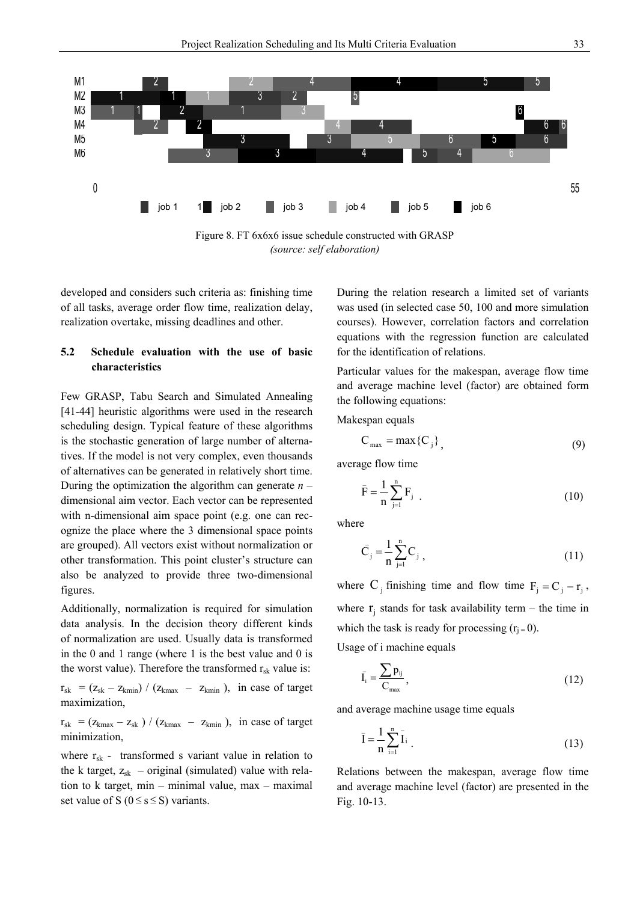Figure 8. FT 6x6x6 issue schedule constructed with GRASP
*(source: self elaboration)*

developed and considers such criteria as: finishing time of all tasks, average order flow time, realization delay, realization overtake, missing deadlines and other.

### 5.2 Schedule evaluation with the use of basic characteristics

Few GRASP, Tabu Search and Simulated Annealing [41-44] heuristic algorithms were used in the research scheduling design. Typical feature of these algorithms is the stochastic generation of large number of alternatives. If the model is not very complex, even thousands of alternatives can be generated in relatively short time. During the optimization the algorithm can generate *n* – dimensional aim vector. Each vector can be represented with n-dimensional aim space point (e.g. one can recognize the place where the 3 dimensional space points are grouped). All vectors exist without normalization or other transformation. This point cluster's structure can also be analyzed to provide three two-dimensional figures.

Additionally, normalization is required for simulation data analysis. In the decision theory different kinds of normalization are used. Usually data is transformed in the 0 and 1 range (where 1 is the best value and 0 is the worst value). Therefore the transformed $r_{sk}$ value is:

$r_{sk} = (z_{sk} - z_{kmin}) / (z_{kmax} - z_{kmin})$, in case of target maximization,

$r_{sk} = (z_{kmax} - z_{sk}) / (z_{kmax} - z_{kmin})$, in case of target minimization,

where $r_{sk}$ - transformed s variant value in relation to the k target, $z_{sk}$ – original (simulated) value with relation to k target, min – minimal value, max – maximal set value of S ($0 \leq s \leq S$) variants.

During the relation research a limited set of variants was used (in selected case 50, 100 and more simulation courses). However, correlation factors and correlation equations with the regression function are calculated for the identification of relations.

Particular values for the makespan, average flow time and average machine level (factor) are obtained form the following equations:

Makespan equals

$$C_{max} = \max\{C_j\}, \tag{9}$$

average flow time

$$\bar{F} = \frac{1}{n}\sum_{j=1}^{n} F_j \; . \tag{10}$$

where

$$\bar{C}_j = \frac{1}{n}\sum_{j=1}^{n} C_j \, , \tag{11}$$

where $C_j$ finishing time and flow time $F_j = C_j - r_j$, where $r_j$ stands for task availability term – the time in which the task is ready for processing ($r_j = 0$).

Usage of i machine equals

$$\bar{I}_i = \frac{\sum p_{ij}}{C_{max}}, \tag{12}$$

and average machine usage time equals

$$\bar{I} = \frac{1}{n}\sum_{i=1}^{n} \bar{I}_i \; . \tag{13}$$

Relations between the makespan, average flow time and average machine level (factor) are presented in the Fig. 10-13.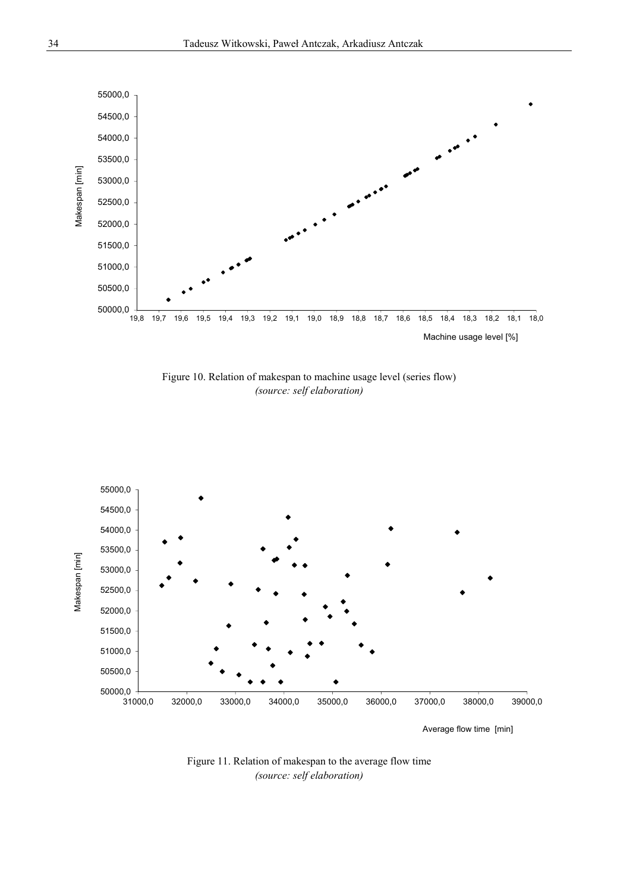Figure 10. Relation of makespan to machine usage level (series flow)
*(source: self elaboration)*

Figure 11. Relation of makespan to the average flow time
*(source: self elaboration)*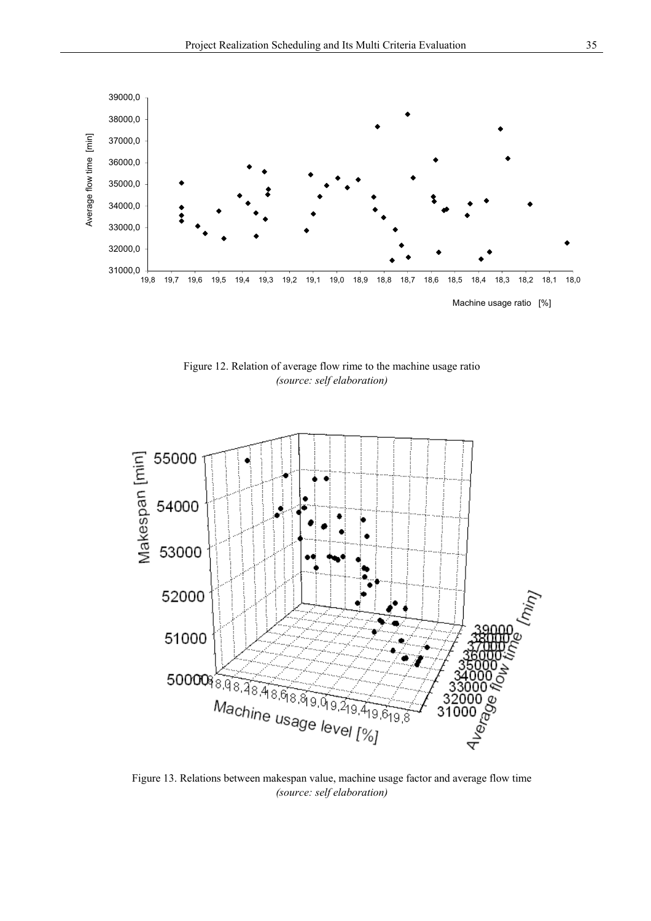Figure 12. Relation of average flow rime to the machine usage ratio
*(source: self elaboration)*

Figure 13. Relations between makespan value, machine usage factor and average flow time
*(source: self elaboration)*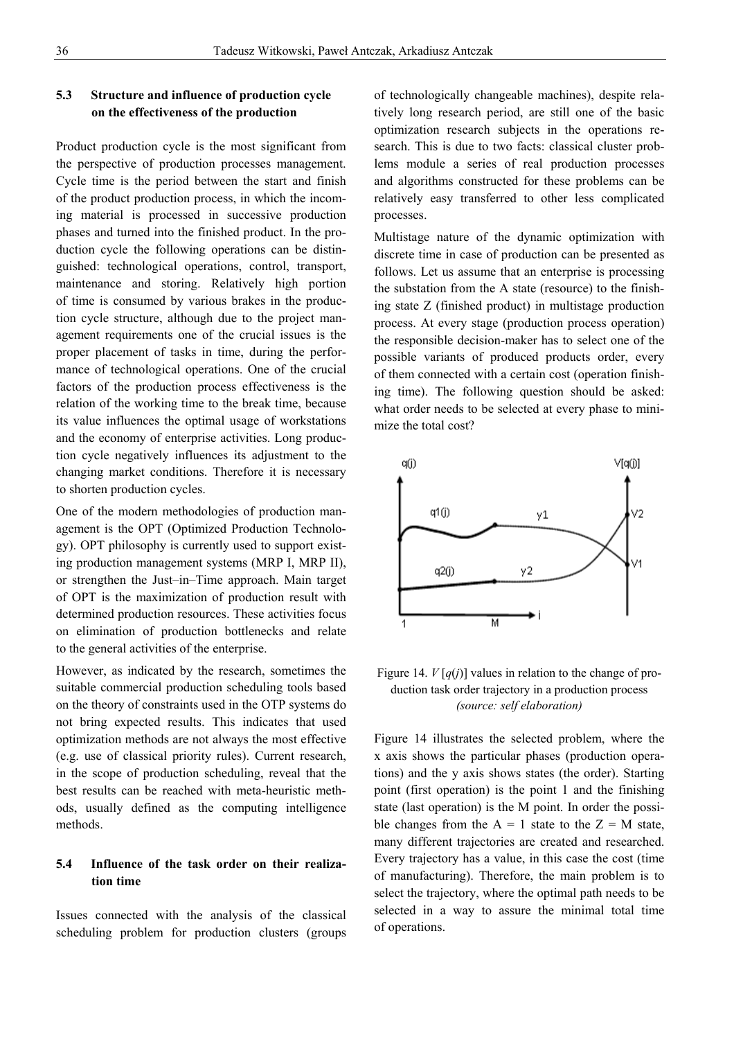### 5.3 Structure and influence of production cycle on the effectiveness of the production

Product production cycle is the most significant from the perspective of production processes management. Cycle time is the period between the start and finish of the product production process, in which the incoming material is processed in successive production phases and turned into the finished product. In the production cycle the following operations can be distinguished: technological operations, control, transport, maintenance and storing. Relatively high portion of time is consumed by various brakes in the production cycle structure, although due to the project management requirements one of the crucial issues is the proper placement of tasks in time, during the performance of technological operations. One of the crucial factors of the production process effectiveness is the relation of the working time to the break time, because its value influences the optimal usage of workstations and the economy of enterprise activities. Long production cycle negatively influences its adjustment to the changing market conditions. Therefore it is necessary to shorten production cycles.

One of the modern methodologies of production management is the OPT (Optimized Production Technology). OPT philosophy is currently used to support existing production management systems (MRP I, MRP II), or strengthen the Just–in–Time approach. Main target of OPT is the maximization of production result with determined production resources. These activities focus on elimination of production bottlenecks and relate to the general activities of the enterprise.

However, as indicated by the research, sometimes the suitable commercial production scheduling tools based on the theory of constraints used in the OTP systems do not bring expected results. This indicates that used optimization methods are not always the most effective (e.g. use of classical priority rules). Current research, in the scope of production scheduling, reveal that the best results can be reached with meta-heuristic methods, usually defined as the computing intelligence methods.

### 5.4 Influence of the task order on their realization time

Issues connected with the analysis of the classical scheduling problem for production clusters (groups of technologically changeable machines), despite relatively long research period, are still one of the basic optimization research subjects in the operations research. This is due to two facts: classical cluster problems module a series of real production processes and algorithms constructed for these problems can be relatively easy transferred to other less complicated processes.

Multistage nature of the dynamic optimization with discrete time in case of production can be presented as follows. Let us assume that an enterprise is processing the substation from the A state (resource) to the finishing state Z (finished product) in multistage production process. At every stage (production process operation) the responsible decision-maker has to select one of the possible variants of produced products order, every of them connected with a certain cost (operation finishing time). The following question should be asked: what order needs to be selected at every phase to minimize the total cost?

q(j)
V[q(j)]
q1(j)
y1
V2
q2(j)
y2
V1
1
M
i

Figure 14. $V[q(j)]$ values in relation to the change of production task order trajectory in a production process *(source: self elaboration)*

Figure 14 illustrates the selected problem, where the x axis shows the particular phases (production operations) and the y axis shows states (the order). Starting point (first operation) is the point 1 and the finishing state (last operation) is the M point. In order the possible changes from the A = 1 state to the Z = M state, many different trajectories are created and researched. Every trajectory has a value, in this case the cost (time of manufacturing). Therefore, the main problem is to select the trajectory, where the optimal path needs to be selected in a way to assure the minimal total time of operations.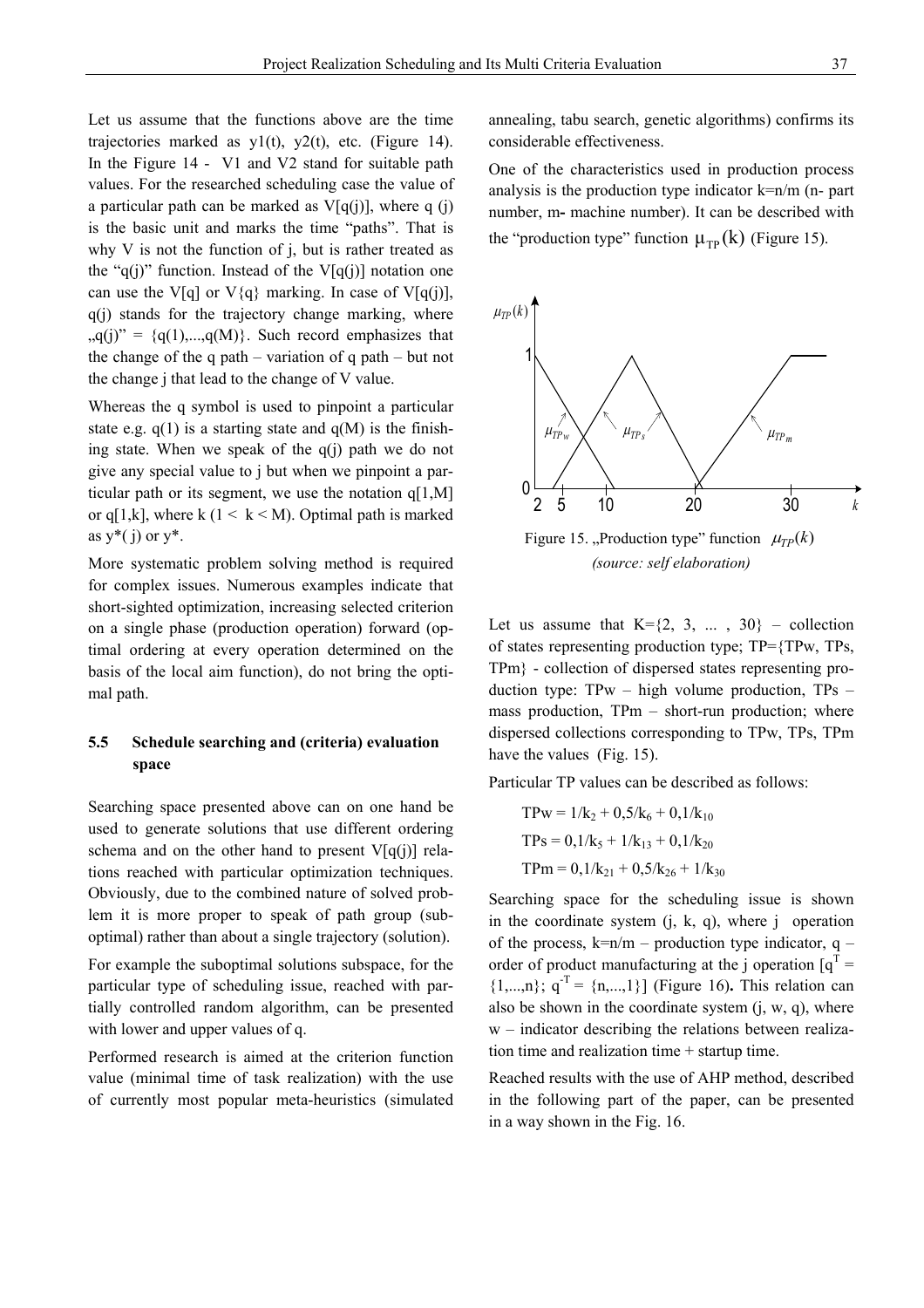Let us assume that the functions above are the time trajectories marked as y1(t), y2(t), etc. (Figure 14). In the Figure 14 - V1 and V2 stand for suitable path values. For the researched scheduling case the value of a particular path can be marked as V[q(j)], where q (j) is the basic unit and marks the time "paths". That is why V is not the function of j, but is rather treated as the "q(j)" function. Instead of the V[q(j)] notation one can use the V[q] or V{q} marking. In case of V[q(j)], q(j) stands for the trajectory change marking, where „q(j)" = {q(1),...,q(M)}. Such record emphasizes that the change of the q path – variation of q path – but not the change j that lead to the change of V value.

Whereas the q symbol is used to pinpoint a particular state e.g. q(1) is a starting state and q(M) is the finishing state. When we speak of the q(j) path we do not give any special value to j but when we pinpoint a particular path or its segment, we use the notation q[1,M] or q[1,k], where k (1 < k < M). Optimal path is marked as y*( j) or y*.

More systematic problem solving method is required for complex issues. Numerous examples indicate that short-sighted optimization, increasing selected criterion on a single phase (production operation) forward (optimal ordering at every operation determined on the basis of the local aim function), do not bring the optimal path.

### 5.5 Schedule searching and (criteria) evaluation space

Searching space presented above can on one hand be used to generate solutions that use different ordering schema and on the other hand to present V[q(j)] relations reached with particular optimization techniques. Obviously, due to the combined nature of solved problem it is more proper to speak of path group (suboptimal) rather than about a single trajectory (solution).

For example the suboptimal solutions subspace, for the particular type of scheduling issue, reached with partially controlled random algorithm, can be presented with lower and upper values of q.

Performed research is aimed at the criterion function value (minimal time of task realization) with the use of currently most popular meta-heuristics (simulated annealing, tabu search, genetic algorithms) confirms its considerable effectiveness.

One of the characteristics used in production process analysis is the production type indicator k=n/m (n- part number, m- machine number). It can be described with the "production type" function $\mu_{TP}(k)$ (Figure 15).

Figure 15. „Production type" function $\mu_{TP}(k)$ *(source: self elaboration)*

Let us assume that K={2, 3, ... , 30} – collection of states representing production type; TP={TPw, TPs, TPm} - collection of dispersed states representing production type: TPw – high volume production, TPs – mass production, TPm – short-run production; where dispersed collections corresponding to TPw, TPs, TPm have the values (Fig. 15).

Particular TP values can be described as follows:

$$TPw = 1/k_2 + 0{,}5/k_6 + 0{,}1/k_{10}$$

$$TPs = 0{,}1/k_5 + 1/k_{13} + 0{,}1/k_{20}$$

$$TPm = 0{,}1/k_{21} + 0{,}5/k_{26} + 1/k_{30}$$

Searching space for the scheduling issue is shown in the coordinate system (j, k, q), where j operation of the process, k=n/m – production type indicator, q – order of product manufacturing at the j operation [$q^T$ = {1,...,n}; $q^{-T}$ = {n,...,1}] (Figure 16). This relation can also be shown in the coordinate system (j, w, q), where w – indicator describing the relations between realization time and realization time + startup time.

Reached results with the use of AHP method, described in the following part of the paper, can be presented in a way shown in the Fig. 16.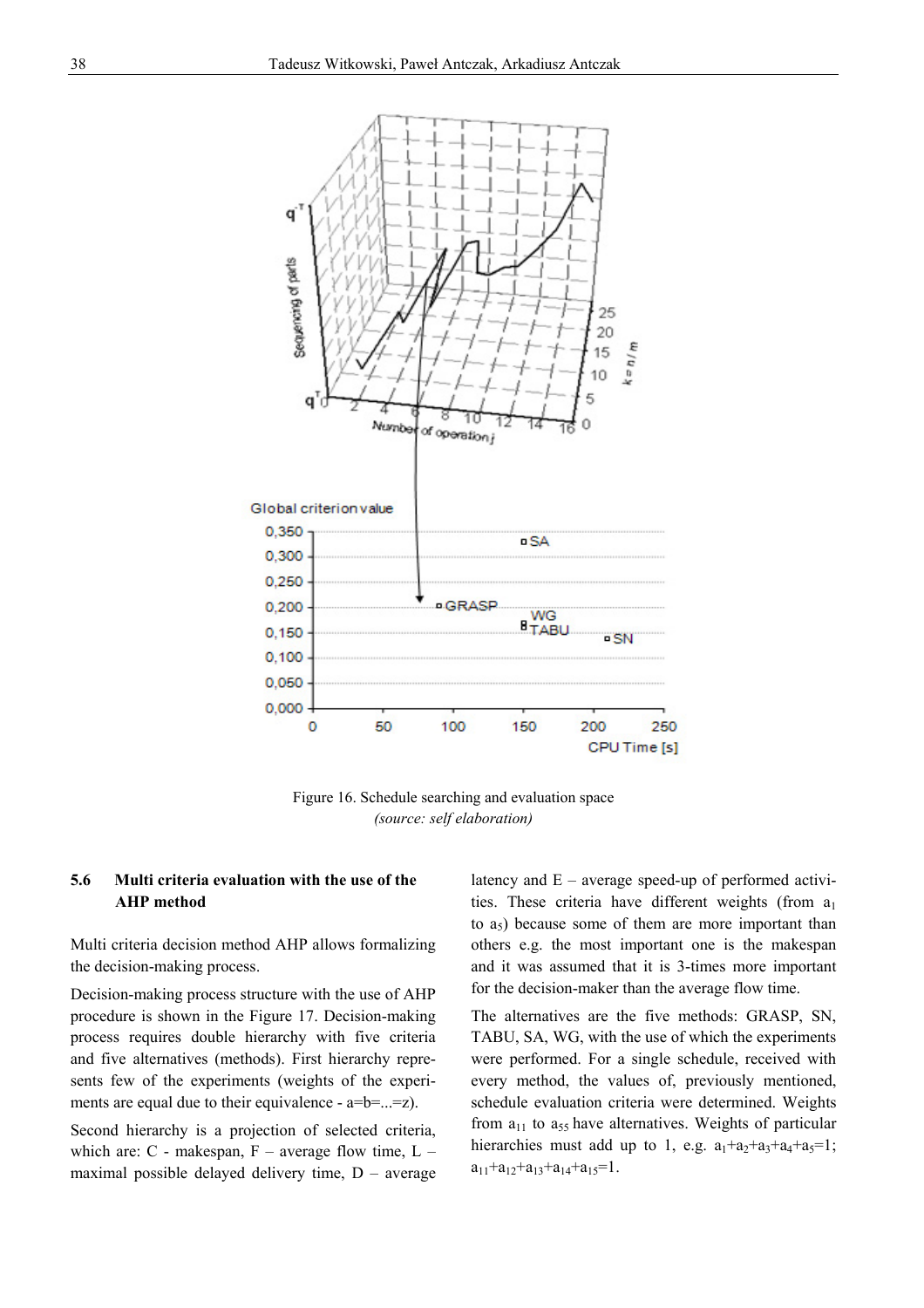Figure 16. Schedule searching and evaluation space
*(source: self elaboration)*

### 5.6 Multi criteria evaluation with the use of the AHP method

Multi criteria decision method AHP allows formalizing the decision-making process.

Decision-making process structure with the use of AHP procedure is shown in the Figure 17. Decision-making process requires double hierarchy with five criteria and five alternatives (methods). First hierarchy represents few of the experiments (weights of the experiments are equal due to their equivalence - a=b=...=z).

Second hierarchy is a projection of selected criteria, which are: C - makespan, F – average flow time, L – maximal possible delayed delivery time, D – average latency and E – average speed-up of performed activities. These criteria have different weights (from $a_1$ to $a_5$) because some of them are more important than others e.g. the most important one is the makespan and it was assumed that it is 3-times more important for the decision-maker than the average flow time.

The alternatives are the five methods: GRASP, SN, TABU, SA, WG, with the use of which the experiments were performed. For a single schedule, received with every method, the values of, previously mentioned, schedule evaluation criteria were determined. Weights from $a_{11}$ to $a_{55}$ have alternatives. Weights of particular hierarchies must add up to 1, e.g. $a_1+a_2+a_3+a_4+a_5=1$; $a_{11}+a_{12}+a_{13}+a_{14}+a_{15}=1$.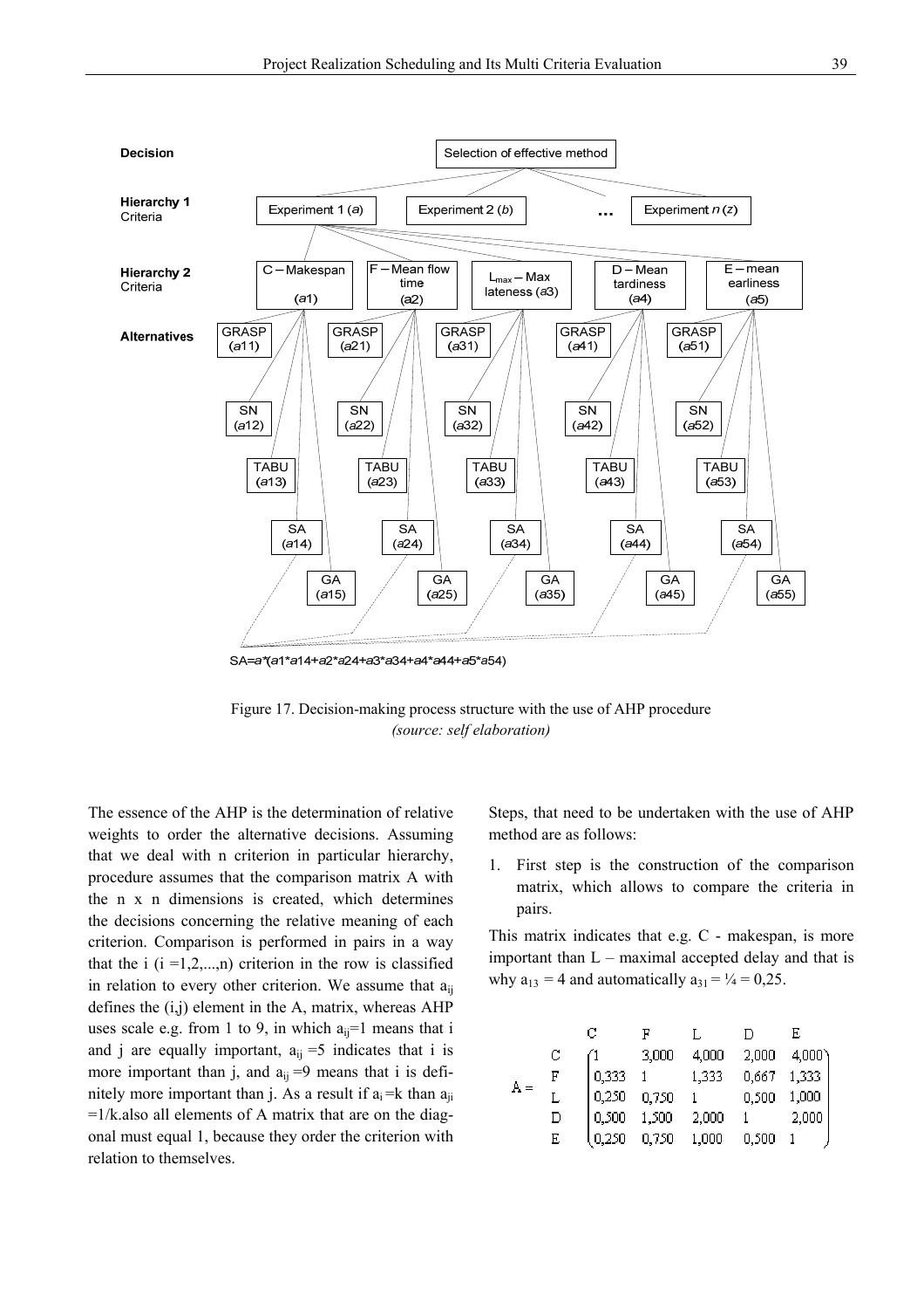Decision — Selection of effective method

Hierarchy 1 Criteria — Experiment 1 (*a*), Experiment 2 (*b*), ..., Experiment *n* (*z*)

Hierarchy 2 Criteria — C – Makespan (*a*1), F – Mean flow time (*a*2), $L_{max}$ – Max lateness (*a*3), D – Mean tardiness (*a*4), E – mean earliness (*a*5)

Alternatives — GRASP (*a*11), SN (*a*12), TABU (*a*13), SA (*a*14), GA (*a*15); GRASP (*a*21), SN (*a*22), TABU (*a*23), SA (*a*24), GA (*a*25); GRASP (*a*31), SN (*a*32), TABU (*a*33), SA (*a*34), GA (*a*35); GRASP (*a*41), SN (*a*42), TABU (*a*43), SA (*a*44), GA (*a*45); GRASP (*a*51), SN (*a*52), TABU (*a*53), SA (*a*54), GA (*a*55)

SA=*a*\*(*a*1\**a*14+*a*2\**a*24+*a*3\**a*34+*a*4\**a*44+*a*5\**a*54)

Figure 17. Decision-making process structure with the use of AHP procedure
*(source: self elaboration)*

The essence of the AHP is the determination of relative weights to order the alternative decisions. Assuming that we deal with n criterion in particular hierarchy, procedure assumes that the comparison matrix A with the n x n dimensions is created, which determines the decisions concerning the relative meaning of each criterion. Comparison is performed in pairs in a way that the i ($i = 1,2,...,n$) criterion in the row is classified in relation to every other criterion. We assume that $a_{ij}$ defines the (i,j) element in the A, matrix, whereas AHP uses scale e.g. from 1 to 9, in which $a_{ij}=1$ means that i and j are equally important, $a_{ij}=5$ indicates that i is more important than j, and $a_{ij}=9$ means that i is definitely more important than j. As a result if $a_i=k$ than $a_{ji}=1/k$.also all elements of A matrix that are on the diagonal must equal 1, because they order the criterion with relation to themselves.

Steps, that need to be undertaken with the use of AHP method are as follows:

1. First step is the construction of the comparison matrix, which allows to compare the criteria in pairs.

This matrix indicates that e.g. C - makespan, is more important than L – maximal accepted delay and that is why $a_{13} = 4$ and automatically $a_{31} = ¼ = 0,25$.

$$A = \begin{array}{c} \\ C \\ F \\ L \\ D \\ E \end{array} \begin{array}{c} \begin{array}{ccccc} C & F & L & D & E \end{array} \\ \begin{pmatrix} 1 & 3{,}000 & 4{,}000 & 2{,}000 & 4{,}000 \\ 0{,}333 & 1 & 1{,}333 & 0{,}667 & 1{,}333 \\ 0{,}250 & 0{,}750 & 1 & 0{,}500 & 1{,}000 \\ 0{,}500 & 1{,}500 & 2{,}000 & 1 & 2{,}000 \\ 0{,}250 & 0{,}750 & 1{,}000 & 0{,}500 & 1 \end{pmatrix} \end{array}$$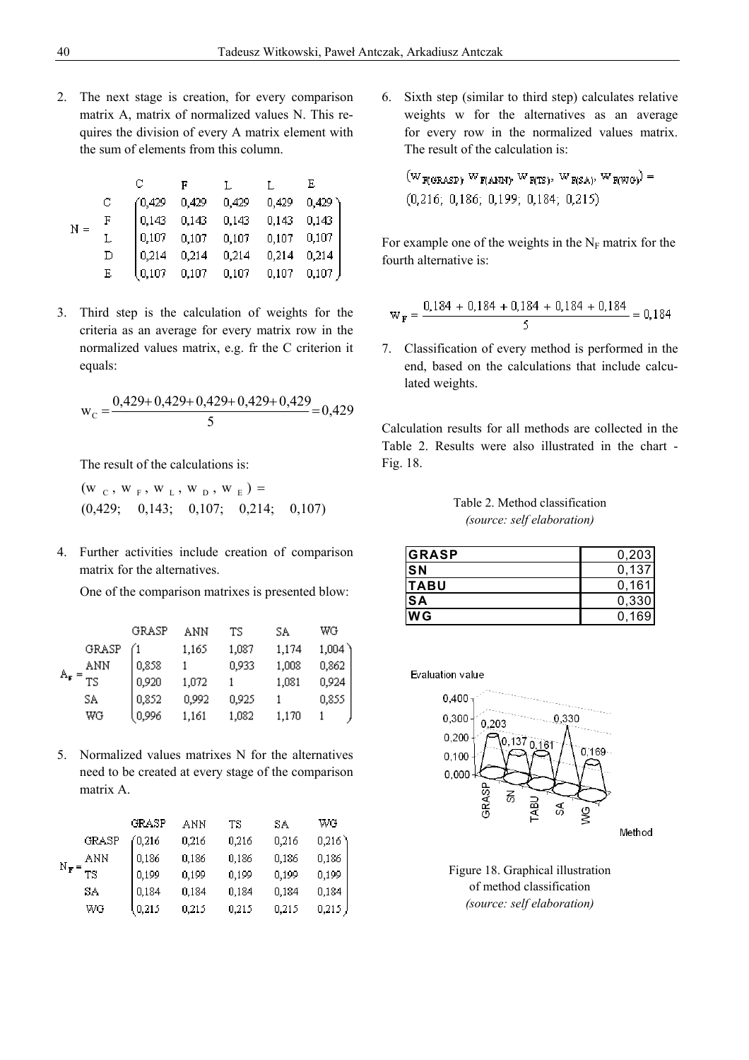2. The next stage is creation, for every comparison matrix A, matrix of normalized values N. This requires the division of every A matrix element with the sum of elements from this column.

$$
N = \begin{array}{c} \\ C \\ F \\ L \\ D \\ E \end{array}
\begin{array}{c} \begin{array}{ccccc} C & F & L & L & E \end{array} \\
\begin{pmatrix}
0{,}429 & 0{,}429 & 0{,}429 & 0{,}429 & 0{,}429 \\
0{,}143 & 0{,}143 & 0{,}143 & 0{,}143 & 0{,}143 \\
0{,}107 & 0{,}107 & 0{,}107 & 0{,}107 & 0{,}107 \\
0{,}214 & 0{,}214 & 0{,}214 & 0{,}214 & 0{,}214 \\
0{,}107 & 0{,}107 & 0{,}107 & 0{,}107 & 0{,}107
\end{pmatrix} \end{array}
$$

3. Third step is the calculation of weights for the criteria as an average for every matrix row in the normalized values matrix, e.g. fr the C criterion it equals:

$$
w_C = \frac{0{,}429 + 0{,}429 + 0{,}429 + 0{,}429 + 0{,}429}{5} = 0{,}429
$$

The result of the calculations is:

$(w_C, w_F, w_L, w_D, w_E) =$
$(0{,}429;\ \ 0{,}143;\ \ 0{,}107;\ \ 0{,}214;\ \ 0{,}107)$

4. Further activities include creation of comparison matrix for the alternatives.

One of the comparison matrixes is presented blow:

$$
A_F = \begin{array}{c} \\ GRASP \\ ANN \\ TS \\ SA \\ WG \end{array}
\begin{array}{c} \begin{array}{ccccc} GRASP & ANN & TS & SA & WG \end{array} \\
\begin{pmatrix}
1 & 1{,}165 & 1{,}087 & 1{,}174 & 1{,}004 \\
0{,}858 & 1 & 0{,}933 & 1{,}008 & 0{,}862 \\
0{,}920 & 1{,}072 & 1 & 1{,}081 & 0{,}924 \\
0{,}852 & 0{,}992 & 0{,}925 & 1 & 0{,}855 \\
0{,}996 & 1{,}161 & 1{,}082 & 1{,}170 & 1
\end{pmatrix} \end{array}
$$

5. Normalized values matrixes N for the alternatives need to be created at every stage of the comparison matrix A.

$$
N_F = \begin{array}{c} \\ GRASP \\ ANN \\ TS \\ SA \\ WG \end{array}
\begin{array}{c} \begin{array}{ccccc} GRASP & ANN & TS & SA & WG \end{array} \\
\begin{pmatrix}
0{,}216 & 0{,}216 & 0{,}216 & 0{,}216 & 0{,}216 \\
0{,}186 & 0{,}186 & 0{,}186 & 0{,}186 & 0{,}186 \\
0{,}199 & 0{,}199 & 0{,}199 & 0{,}199 & 0{,}199 \\
0{,}184 & 0{,}184 & 0{,}184 & 0{,}184 & 0{,}184 \\
0{,}215 & 0{,}215 & 0{,}215 & 0{,}215 & 0{,}215
\end{pmatrix} \end{array}
$$

6. Sixth step (similar to third step) calculates relative weights w for the alternatives as an average for every row in the normalized values matrix. The result of the calculation is:

$(w_{F(GRASP)}, w_{F(ANN)}, w_{F(TS)}, w_{F(SA)}, w_{F(WG)}) =$
$(0{,}216;\ 0{,}186;\ 0{,}199;\ 0{,}184;\ 0{,}215)$

For example one of the weights in the $N_F$ matrix for the fourth alternative is:

$$
w_F = \frac{0{,}184 + 0{,}184 + 0{,}184 + 0{,}184 + 0{,}184}{5} = 0{,}184
$$

7. Classification of every method is performed in the end, based on the calculations that include calculated weights.

Calculation results for all methods are collected in the Table 2. Results were also illustrated in the chart - Fig. 18.

Table 2. Method classification
*(source: self elaboration)*

| Method | Value |
|---|---|
| **GRASP** | 0,203 |
| **SN** | 0,137 |
| **TABU** | 0,161 |
| **SA** | 0,330 |
| **WG** | 0,169 |

Figure 18. Graphical illustration of method classification
*(source: self elaboration)*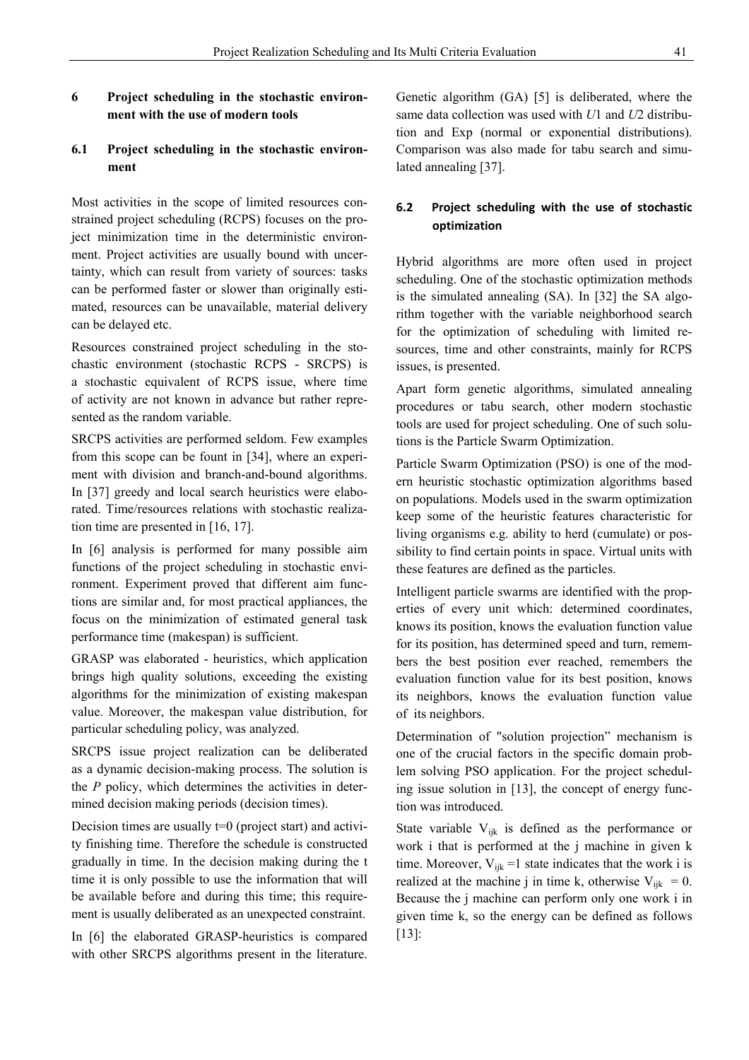## 6 Project scheduling in the stochastic environment with the use of modern tools

### 6.1 Project scheduling in the stochastic environment

Most activities in the scope of limited resources constrained project scheduling (RCPS) focuses on the project minimization time in the deterministic environment. Project activities are usually bound with uncertainty, which can result from variety of sources: tasks can be performed faster or slower than originally estimated, resources can be unavailable, material delivery can be delayed etc.

Resources constrained project scheduling in the stochastic environment (stochastic RCPS - SRCPS) is a stochastic equivalent of RCPS issue, where time of activity are not known in advance but rather represented as the random variable.

SRCPS activities are performed seldom. Few examples from this scope can be fount in [34], where an experiment with division and branch-and-bound algorithms. In [37] greedy and local search heuristics were elaborated. Time/resources relations with stochastic realization time are presented in [16, 17].

In [6] analysis is performed for many possible aim functions of the project scheduling in stochastic environment. Experiment proved that different aim functions are similar and, for most practical appliances, the focus on the minimization of estimated general task performance time (makespan) is sufficient.

GRASP was elaborated - heuristics, which application brings high quality solutions, exceeding the existing algorithms for the minimization of existing makespan value. Moreover, the makespan value distribution, for particular scheduling policy, was analyzed.

SRCPS issue project realization can be deliberated as a dynamic decision-making process. The solution is the *P* policy, which determines the activities in determined decision making periods (decision times).

Decision times are usually t=0 (project start) and activity finishing time. Therefore the schedule is constructed gradually in time. In the decision making during the t time it is only possible to use the information that will be available before and during this time; this requirement is usually deliberated as an unexpected constraint.

In [6] the elaborated GRASP-heuristics is compared with other SRCPS algorithms present in the literature. Genetic algorithm (GA) [5] is deliberated, where the same data collection was used with *U*1 and *U*2 distribution and Exp (normal or exponential distributions). Comparison was also made for tabu search and simulated annealing [37].

### 6.2 Project scheduling with the use of stochastic optimization

Hybrid algorithms are more often used in project scheduling. One of the stochastic optimization methods is the simulated annealing (SA). In [32] the SA algorithm together with the variable neighborhood search for the optimization of scheduling with limited resources, time and other constraints, mainly for RCPS issues, is presented.

Apart form genetic algorithms, simulated annealing procedures or tabu search, other modern stochastic tools are used for project scheduling. One of such solutions is the Particle Swarm Optimization.

Particle Swarm Optimization (PSO) is one of the modern heuristic stochastic optimization algorithms based on populations. Models used in the swarm optimization keep some of the heuristic features characteristic for living organisms e.g. ability to herd (cumulate) or possibility to find certain points in space. Virtual units with these features are defined as the particles.

Intelligent particle swarms are identified with the properties of every unit which: determined coordinates, knows its position, knows the evaluation function value for its position, has determined speed and turn, remembers the best position ever reached, remembers the evaluation function value for its best position, knows its neighbors, knows the evaluation function value of its neighbors.

Determination of "solution projection" mechanism is one of the crucial factors in the specific domain problem solving PSO application. For the project scheduling issue solution in [13], the concept of energy function was introduced.

State variable $V_{ijk}$ is defined as the performance or work i that is performed at the j machine in given k time. Moreover, $V_{ijk} = 1$ state indicates that the work i is realized at the machine j in time k, otherwise $V_{ijk} = 0$. Because the j machine can perform only one work i in given time k, so the energy can be defined as follows [13]: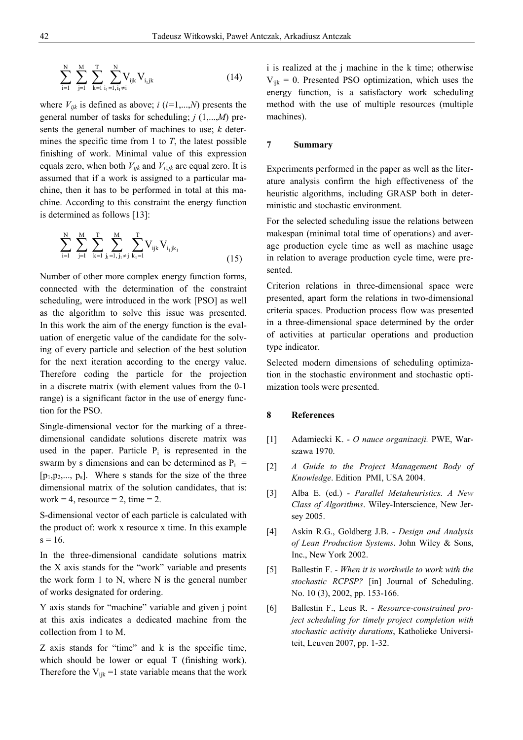$$\sum_{i=1}^{N}\sum_{j=1}^{M}\sum_{k=1}^{T}\sum_{i_1=1, i_1 \neq i}^{N} V_{ijk} V_{i_1 jk} \tag{14}$$

where $V_{ijk}$ is defined as above; $i$ ($i$=1,...,$N$) presents the general number of tasks for scheduling; $j$ (1,...,$M$) presents the general number of machines to use; $k$ determines the specific time from 1 to $T$, the latest possible finishing of work. Minimal value of this expression equals zero, when both $V_{ijk}$ and $V_{i1jk}$ are equal zero. It is assumed that if a work is assigned to a particular machine, then it has to be performed in total at this machine. According to this constraint the energy function is determined as follows [13]:

$$\sum_{i=1}^{N}\sum_{j=1}^{M}\sum_{k=1}^{T}\sum_{j_1=1, j_1 \neq j}^{M}\sum_{k_1=1}^{T} V_{ijk} V_{i_1 jk_1} \tag{15}$$

Number of other more complex energy function forms, connected with the determination of the constraint scheduling, were introduced in the work [PSO] as well as the algorithm to solve this issue was presented. In this work the aim of the energy function is the evaluation of energetic value of the candidate for the solving of every particle and selection of the best solution for the next iteration according to the energy value. Therefore coding the particle for the projection in a discrete matrix (with element values from the 0-1 range) is a significant factor in the use of energy function for the PSO.

Single-dimensional vector for the marking of a three-dimensional candidate solutions discrete matrix was used in the paper. Particle $P_i$ is represented in the swarm by s dimensions and can be determined as $P_i = [p_1, p_2, ..., p_s]$. Where s stands for the size of the three dimensional matrix of the solution candidates, that is: work = 4, resource = 2, time = 2.

S-dimensional vector of each particle is calculated with the product of: work x resource x time. In this example s = 16.

In the three-dimensional candidate solutions matrix the X axis stands for the "work" variable and presents the work form 1 to N, where N is the general number of works designated for ordering.

Y axis stands for "machine" variable and given j point at this axis indicates a dedicated machine from the collection from 1 to M.

Z axis stands for "time" and k is the specific time, which should be lower or equal T (finishing work). Therefore the $V_{ijk}$ =1 state variable means that the work i is realized at the j machine in the k time; otherwise $V_{ijk}$ = 0. Presented PSO optimization, which uses the energy function, is a satisfactory work scheduling method with the use of multiple resources (multiple machines).

## 7 Summary

Experiments performed in the paper as well as the literature analysis confirm the high effectiveness of the heuristic algorithms, including GRASP both in deterministic and stochastic environment.

For the selected scheduling issue the relations between makespan (minimal total time of operations) and average production cycle time as well as machine usage in relation to average production cycle time, were presented.

Criterion relations in three-dimensional space were presented, apart form the relations in two-dimensional criteria spaces. Production process flow was presented in a three-dimensional space determined by the order of activities at particular operations and production type indicator.

Selected modern dimensions of scheduling optimization in the stochastic environment and stochastic optimization tools were presented.

## 8 References

[1] Adamiecki K. - *O nauce organizacji.* PWE, Warszawa 1970.

[2] *A Guide to the Project Management Body of Knowledge*. Edition PMI, USA 2004.

[3] Alba E. (ed.) - *Parallel Metaheuristics. A New Class of Algorithms*. Wiley-Interscience, New Jersey 2005.

[4] Askin R.G., Goldberg J.B. - *Design and Analysis of Lean Production Systems*. John Wiley & Sons, Inc., New York 2002.

[5] Ballestin F. - *When it is worthwile to work with the stochastic RCPSP?* [in] Journal of Scheduling. No. 10 (3), 2002, pp. 153-166.

[6] Ballestin F., Leus R. - *Resource-constrained project scheduling for timely project completion with stochastic activity durations*, Katholieke Universiteit, Leuven 2007, pp. 1-32.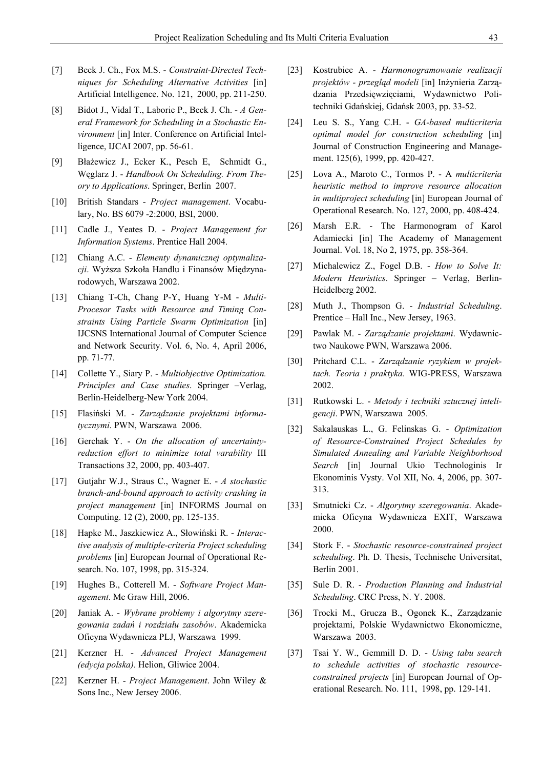[7] Beck J. Ch., Fox M.S. - *Constraint-Directed Techniques for Scheduling Alternative Activities* [in] Artificial Intelligence. No. 121, 2000, pp. 211-250.

[8] Bidot J., Vidal T., Laborie P., Beck J. Ch. - *A General Framework for Scheduling in a Stochastic Environment* [in] Inter. Conference on Artificial Intelligence, IJCAI 2007, pp. 56-61.

[9] Błażewicz J., Ecker K., Pesch E, Schmidt G., Węglarz J. - *Handbook On Scheduling. From Theory to Applications*. Springer, Berlin 2007.

[10] British Standars - *Project management*. Vocabulary, No. BS 6079 -2:2000, BSI, 2000.

[11] Cadle J., Yeates D. - *Project Management for Information Systems*. Prentice Hall 2004.

[12] Chiang A.C. - *Elementy dynamicznej optymalizacji*. Wyższa Szkoła Handlu i Finansów Międzynarodowych, Warszawa 2002.

[13] Chiang T-Ch, Chang P-Y, Huang Y-M - *Multi-Procesor Tasks with Resource and Timing Constraints Using Particle Swarm Optimization* [in] IJCSNS International Journal of Computer Science and Network Security. Vol. 6, No. 4, April 2006, pp. 71-77.

[14] Collette Y., Siary P. - *Multiobjective Optimization. Principles and Case studies*. Springer –Verlag, Berlin-Heidelberg-New York 2004.

[15] Flasiński M. - *Zarządzanie projektami informatycznymi*. PWN, Warszawa 2006.

[16] Gerchak Y. - *On the allocation of uncertainty-reduction effort to minimize total varability* III Transactions 32, 2000, pp. 403-407.

[17] Gutjahr W.J., Straus C., Wagner E. - *A stochastic branch-and-bound approach to activity crashing in project management* [in] INFORMS Journal on Computing. 12 (2), 2000, pp. 125-135.

[18] Hapke M., Jaszkiewicz A., Słowiński R. - *Interactive analysis of multiple-criteria Project scheduling problems* [in] European Journal of Operational Research. No. 107, 1998, pp. 315-324.

[19] Hughes B., Cotterell M. - *Software Project Management*. Mc Graw Hill, 2006.

[20] Janiak A. - *Wybrane problemy i algorytmy szeregowania zadań i rozdziału zasobów*. Akademicka Oficyna Wydawnicza PLJ, Warszawa 1999.

[21] Kerzner H. - *Advanced Project Management (edycja polska)*. Helion, Gliwice 2004.

[22] Kerzner H. - *Project Management*. John Wiley & Sons Inc., New Jersey 2006.

[23] Kostrubiec A. - *Harmonogramowanie realizacji projektów - przegląd modeli* [in] Inżynieria Zarządzania Przedsięwzięciami, Wydawnictwo Politechniki Gdańskiej, Gdańsk 2003, pp. 33-52.

[24] Leu S. S., Yang C.H. - *GA-based multicriteria optimal model for construction scheduling* [in] Journal of Construction Engineering and Management. 125(6), 1999, pp. 420-427.

[25] Lova A., Maroto C., Tormos P. - A *multicriteria heuristic method to improve resource allocation in multiproject scheduling* [in] European Journal of Operational Research. No. 127, 2000, pp. 408-424.

[26] Marsh E.R. - The Harmonogram of Karol Adamiecki [in] The Academy of Management Journal. Vol. 18, No 2, 1975, pp. 358-364.

[27] Michalewicz Z., Fogel D.B. - *How to Solve It: Modern Heuristics*. Springer – Verlag, Berlin-Heidelberg 2002.

[28] Muth J., Thompson G. - *Industrial Scheduling*. Prentice – Hall Inc., New Jersey, 1963.

[29] Pawlak M. - *Zarządzanie projektami*. Wydawnictwo Naukowe PWN, Warszawa 2006.

[30] Pritchard C.L. - *Zarządzanie ryzykiem w projektach. Teoria i praktyka.* WIG-PRESS, Warszawa 2002.

[31] Rutkowski L. - *Metody i techniki sztucznej inteligencji*. PWN, Warszawa 2005.

[32] Sakalauskas L., G. Felinskas G. - *Optimization of Resource-Constrained Project Schedules by Simulated Annealing and Variable Neighborhood Search* [in] Journal Ukio Technologinis Ir Ekonominis Vysty. Vol XII, No. 4, 2006, pp. 307-313.

[33] Smutnicki Cz. - *Algorytmy szeregowania*. Akademicka Oficyna Wydawnicza EXIT, Warszawa 2000.

[34] Stork F. - *Stochastic resource-constrained project scheduling*. Ph. D. Thesis, Technische Universitat, Berlin 2001.

[35] Sule D. R. - *Production Planning and Industrial Scheduling*. CRC Press, N. Y. 2008.

[36] Trocki M., Grucza B., Ogonek K., Zarządzanie projektami, Polskie Wydawnictwo Ekonomiczne, Warszawa 2003.

[37] Tsai Y. W., Gemmill D. D. - *Using tabu search to schedule activities of stochastic resource-constrained projects* [in] European Journal of Operational Research. No. 111, 1998, pp. 129-141.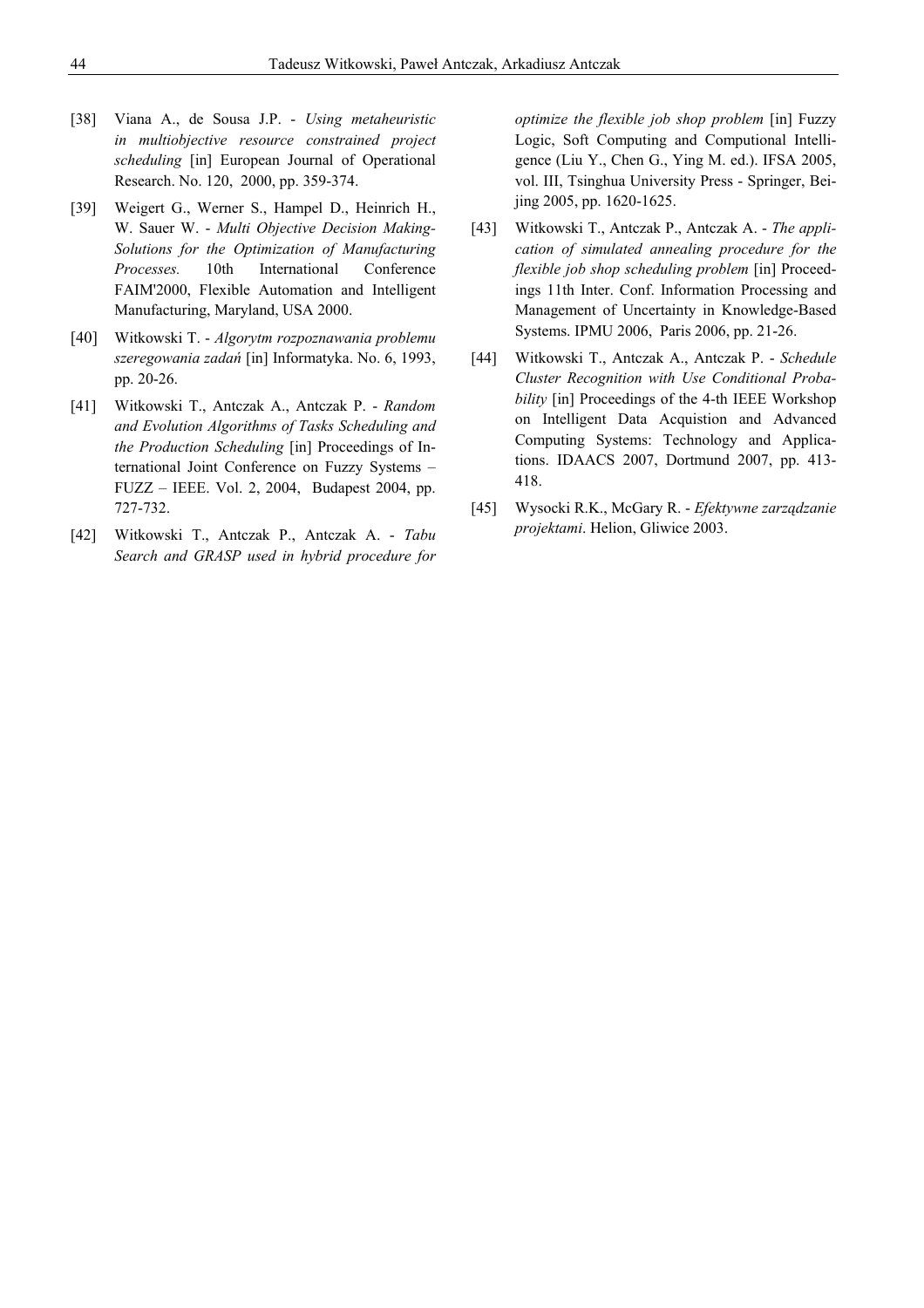[38] Viana A., de Sousa J.P. - *Using metaheuristic in multiobjective resource constrained project scheduling* [in] European Journal of Operational Research. No. 120, 2000, pp. 359-374.

[39] Weigert G., Werner S., Hampel D., Heinrich H., W. Sauer W. - *Multi Objective Decision Making-Solutions for the Optimization of Manufacturing Processes.* 10th International Conference FAIM'2000, Flexible Automation and Intelligent Manufacturing, Maryland, USA 2000.

[40] Witkowski T. - *Algorytm rozpoznawania problemu szeregowania zadań* [in] Informatyka. No. 6, 1993, pp. 20-26.

[41] Witkowski T., Antczak A., Antczak P. - *Random and Evolution Algorithms of Tasks Scheduling and the Production Scheduling* [in] Proceedings of International Joint Conference on Fuzzy Systems – FUZZ – IEEE. Vol. 2, 2004, Budapest 2004, pp. 727-732.

[42] Witkowski T., Antczak P., Antczak A. - *Tabu Search and GRASP used in hybrid procedure for optimize the flexible job shop problem* [in] Fuzzy Logic, Soft Computing and Computional Intelligence (Liu Y., Chen G., Ying M. ed.). IFSA 2005, vol. III, Tsinghua University Press - Springer, Beijing 2005, pp. 1620-1625.

[43] Witkowski T., Antczak P., Antczak A. - *The application of simulated annealing procedure for the flexible job shop scheduling problem* [in] Proceedings 11th Inter. Conf. Information Processing and Management of Uncertainty in Knowledge-Based Systems. IPMU 2006, Paris 2006, pp. 21-26.

[44] Witkowski T., Antczak A., Antczak P. - *Schedule Cluster Recognition with Use Conditional Probability* [in] Proceedings of the 4-th IEEE Workshop on Intelligent Data Acquistion and Advanced Computing Systems: Technology and Applications. IDAACS 2007, Dortmund 2007, pp. 413-418.

[45] Wysocki R.K., McGary R. - *Efektywne zarządzanie projektami*. Helion, Gliwice 2003.